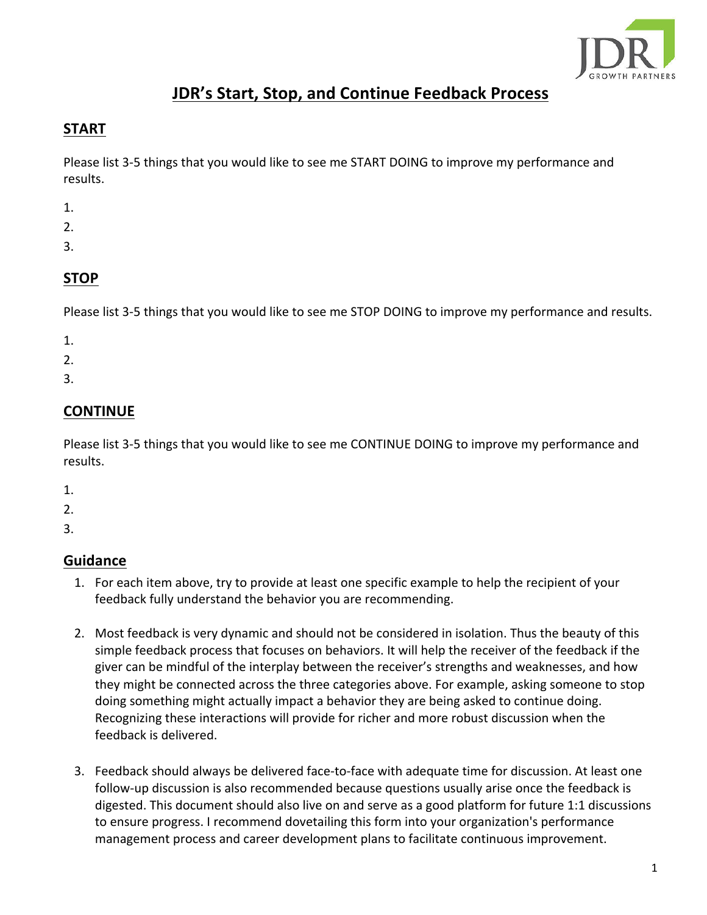# JDR's Start, Stop, and Continue Feedback Process

## START

Please list 3-5 things that you would like to see me START DOING to improve my performance and results.

1.
2.
3.

## STOP

Please list 3-5 things that you would like to see me STOP DOING to improve my performance and results.

1.
2.
3.

## CONTINUE

Please list 3-5 things that you would like to see me CONTINUE DOING to improve my performance and results.

1.
2.
3.

## Guidance

1. For each item above, try to provide at least one specific example to help the recipient of your feedback fully understand the behavior you are recommending.

2. Most feedback is very dynamic and should not be considered in isolation. Thus the beauty of this simple feedback process that focuses on behaviors. It will help the receiver of the feedback if the giver can be mindful of the interplay between the receiver's strengths and weaknesses, and how they might be connected across the three categories above. For example, asking someone to stop doing something might actually impact a behavior they are being asked to continue doing. Recognizing these interactions will provide for richer and more robust discussion when the feedback is delivered.

3. Feedback should always be delivered face-to-face with adequate time for discussion. At least one follow-up discussion is also recommended because questions usually arise once the feedback is digested. This document should also live on and serve as a good platform for future 1:1 discussions to ensure progress. I recommend dovetailing this form into your organization's performance management process and career development plans to facilitate continuous improvement.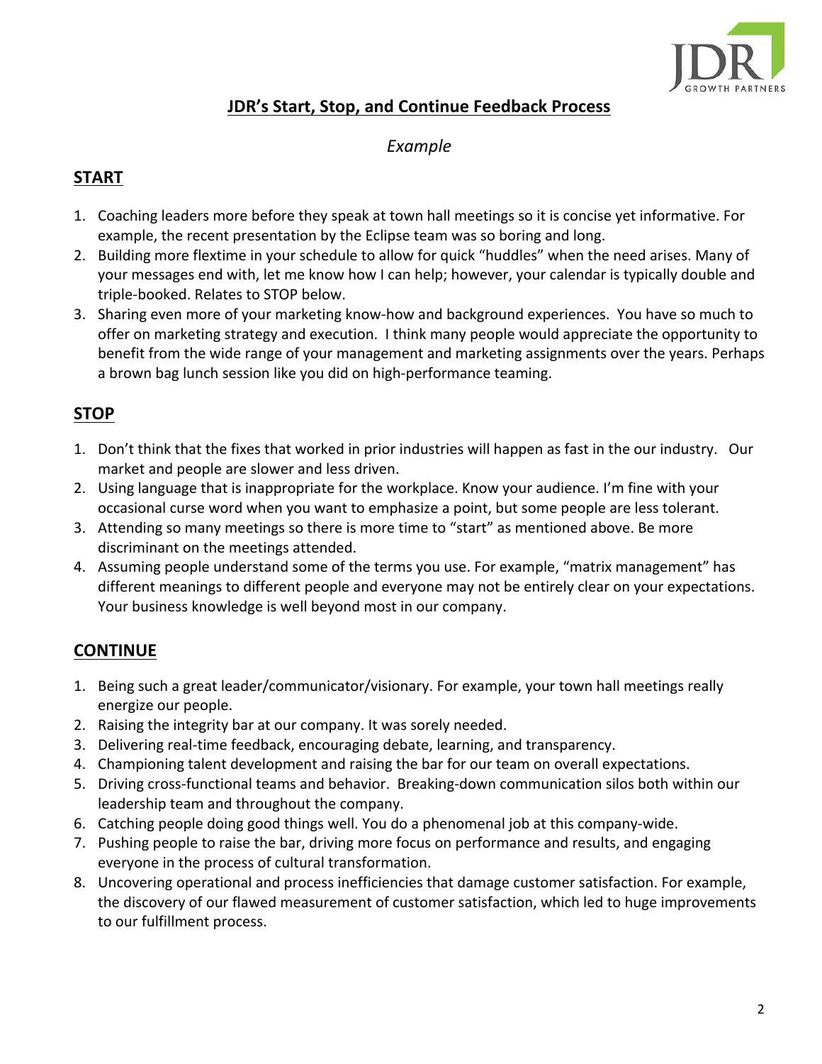## JDR's Start, Stop, and Continue Feedback Process

*Example*

### START

1. Coaching leaders more before they speak at town hall meetings so it is concise yet informative. For example, the recent presentation by the Eclipse team was so boring and long.
2. Building more flextime in your schedule to allow for quick "huddles" when the need arises. Many of your messages end with, let me know how I can help; however, your calendar is typically double and triple-booked. Relates to STOP below.
3. Sharing even more of your marketing know-how and background experiences. You have so much to offer on marketing strategy and execution. I think many people would appreciate the opportunity to benefit from the wide range of your management and marketing assignments over the years. Perhaps a brown bag lunch session like you did on high-performance teaming.

### STOP

1. Don't think that the fixes that worked in prior industries will happen as fast in the our industry. Our market and people are slower and less driven.
2. Using language that is inappropriate for the workplace. Know your audience. I'm fine with your occasional curse word when you want to emphasize a point, but some people are less tolerant.
3. Attending so many meetings so there is more time to "start" as mentioned above. Be more discriminant on the meetings attended.
4. Assuming people understand some of the terms you use. For example, "matrix management" has different meanings to different people and everyone may not be entirely clear on your expectations. Your business knowledge is well beyond most in our company.

### CONTINUE

1. Being such a great leader/communicator/visionary. For example, your town hall meetings really energize our people.
2. Raising the integrity bar at our company. It was sorely needed.
3. Delivering real-time feedback, encouraging debate, learning, and transparency.
4. Championing talent development and raising the bar for our team on overall expectations.
5. Driving cross-functional teams and behavior. Breaking-down communication silos both within our leadership team and throughout the company.
6. Catching people doing good things well. You do a phenomenal job at this company-wide.
7. Pushing people to raise the bar, driving more focus on performance and results, and engaging everyone in the process of cultural transformation.
8. Uncovering operational and process inefficiencies that damage customer satisfaction. For example, the discovery of our flawed measurement of customer satisfaction, which led to huge improvements to our fulfillment process.